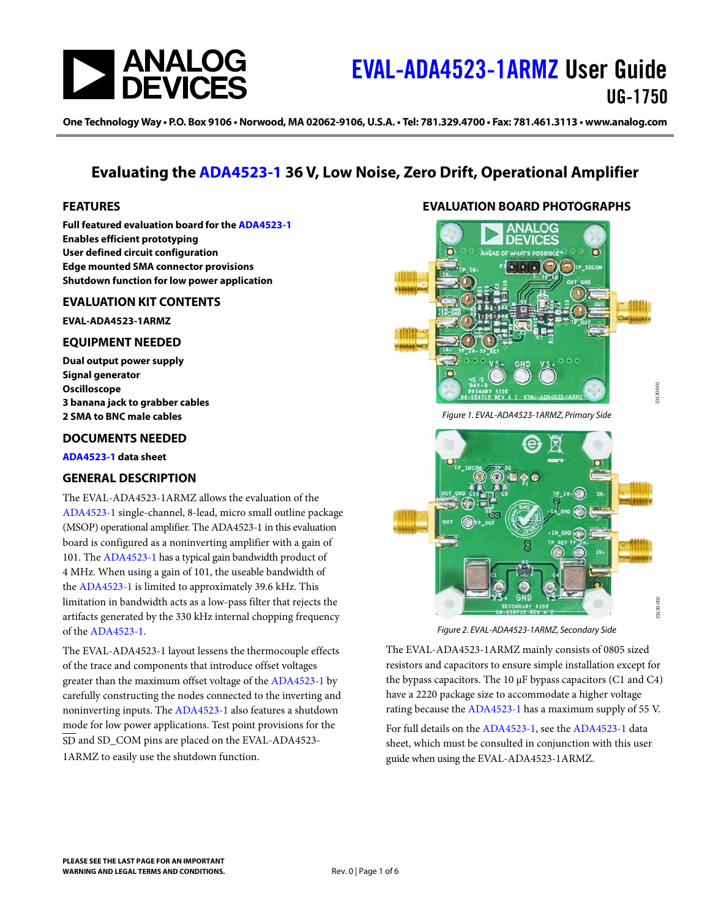# EVAL-ADA4523-1ARMZ User Guide

UG-1750

One Technology Way • P.O. Box 9106 • Norwood, MA 02062-9106, U.S.A. • Tel: 781.329.4700 • Fax: 781.461.3113 • www.analog.com

## Evaluating the ADA4523-1 36 V, Low Noise, Zero Drift, Operational Amplifier

### FEATURES

**Full featured evaluation board for the ADA4523-1**
**Enables efficient prototyping**
**User defined circuit configuration**
**Edge mounted SMA connector provisions**
**Shutdown function for low power application**

### EVALUATION KIT CONTENTS

**EVAL-ADA4523-1ARMZ**

### EQUIPMENT NEEDED

**Dual output power supply**
**Signal generator**
**Oscilloscope**
**3 banana jack to grabber cables**
**2 SMA to BNC male cables**

### DOCUMENTS NEEDED

**ADA4523-1 data sheet**

### GENERAL DESCRIPTION

The EVAL-ADA4523-1ARMZ allows the evaluation of the ADA4523-1 single-channel, 8-lead, micro small outline package (MSOP) operational amplifier. The ADA4523-1 in this evaluation board is configured as a noninverting amplifier with a gain of 101. The ADA4523-1 has a typical gain bandwidth product of 4 MHz. When using a gain of 101, the useable bandwidth of the ADA4523-1 is limited to approximately 39.6 kHz. This limitation in bandwidth acts as a low-pass filter that rejects the artifacts generated by the 330 kHz internal chopping frequency of the ADA4523-1.

The EVAL-ADA4523-1 layout lessens the thermocouple effects of the trace and components that introduce offset voltages greater than the maximum offset voltage of the ADA4523-1 by carefully constructing the nodes connected to the inverting and noninverting inputs. The ADA4523-1 also features a shutdown mode for low power applications. Test point provisions for the $\overline{SD}$ and SD_COM pins are placed on the EVAL-ADA4523-1ARMZ to easily use the shutdown function.

### EVALUATION BOARD PHOTOGRAPHS

*Figure 1. EVAL-ADA4523-1ARMZ, Primary Side*

*Figure 2. EVAL-ADA4523-1ARMZ, Secondary Side*

The EVAL-ADA4523-1ARMZ mainly consists of 0805 sized resistors and capacitors to ensure simple installation except for the bypass capacitors. The 10 µF bypass capacitors (C1 and C4) have a 2220 package size to accommodate a higher voltage rating because the ADA4523-1 has a maximum supply of 55 V.

For full details on the ADA4523-1, see the ADA4523-1 data sheet, which must be consulted in conjunction with this user guide when using the EVAL-ADA4523-1ARMZ.

PLEASE SEE THE LAST PAGE FOR AN IMPORTANT WARNING AND LEGAL TERMS AND CONDITIONS.

Rev. 0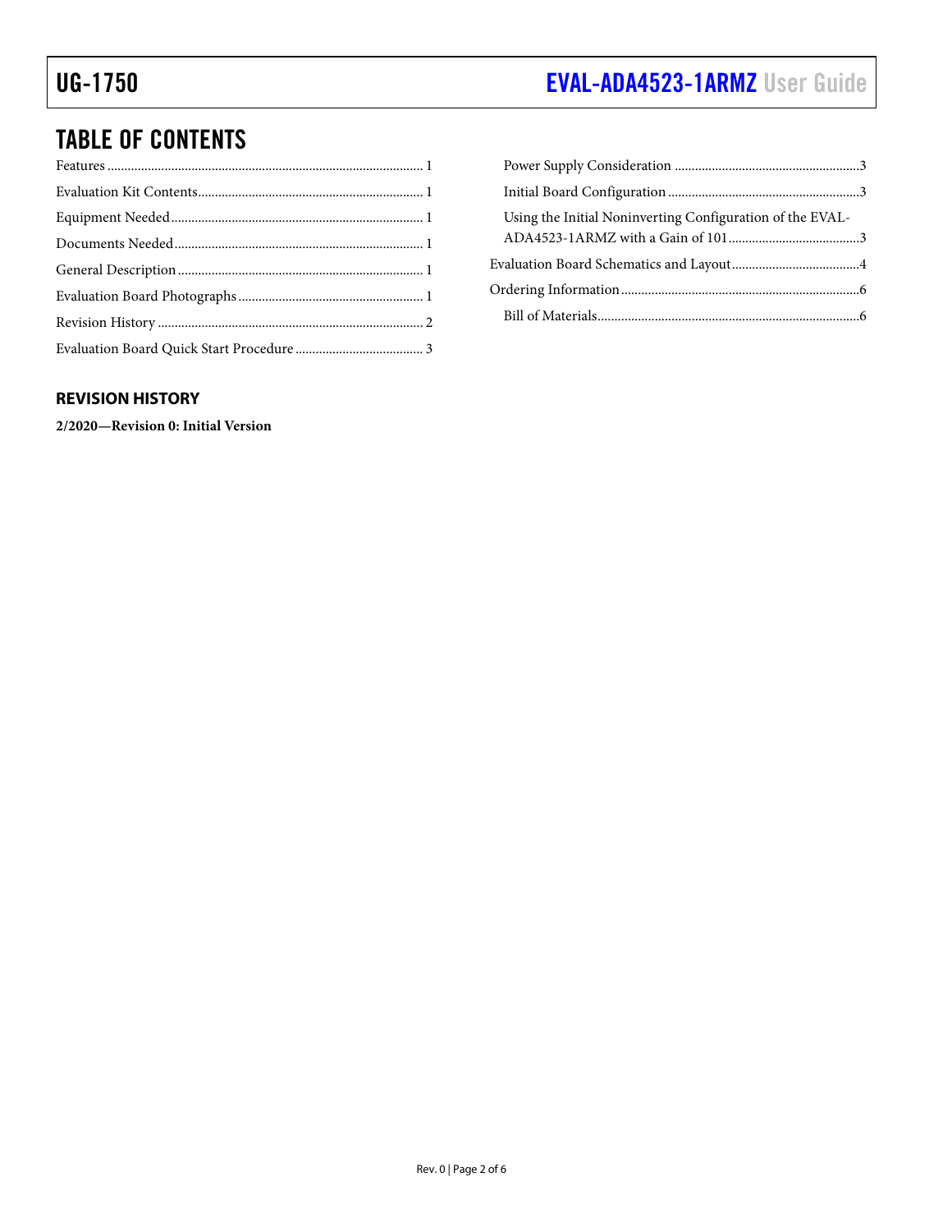## TABLE OF CONTENTS

Features ............................................................................................ 1
Evaluation Kit Contents.................................................................. 1
Equipment Needed.......................................................................... 1
Documents Needed......................................................................... 1
General Description........................................................................ 1
Evaluation Board Photographs...................................................... 1
Revision History .............................................................................. 2
Evaluation Board Quick Start Procedure ..................................... 3
  Power Supply Consideration ...................................................... 3
  Initial Board Configuration ........................................................ 3
  Using the Initial Noninverting Configuration of the EVAL-ADA4523-1ARMZ with a Gain of 101....................................... 3
Evaluation Board Schematics and Layout...................................... 4
Ordering Information...................................................................... 6
  Bill of Materials............................................................................. 6

### REVISION HISTORY

**2/2020—Revision 0: Initial Version**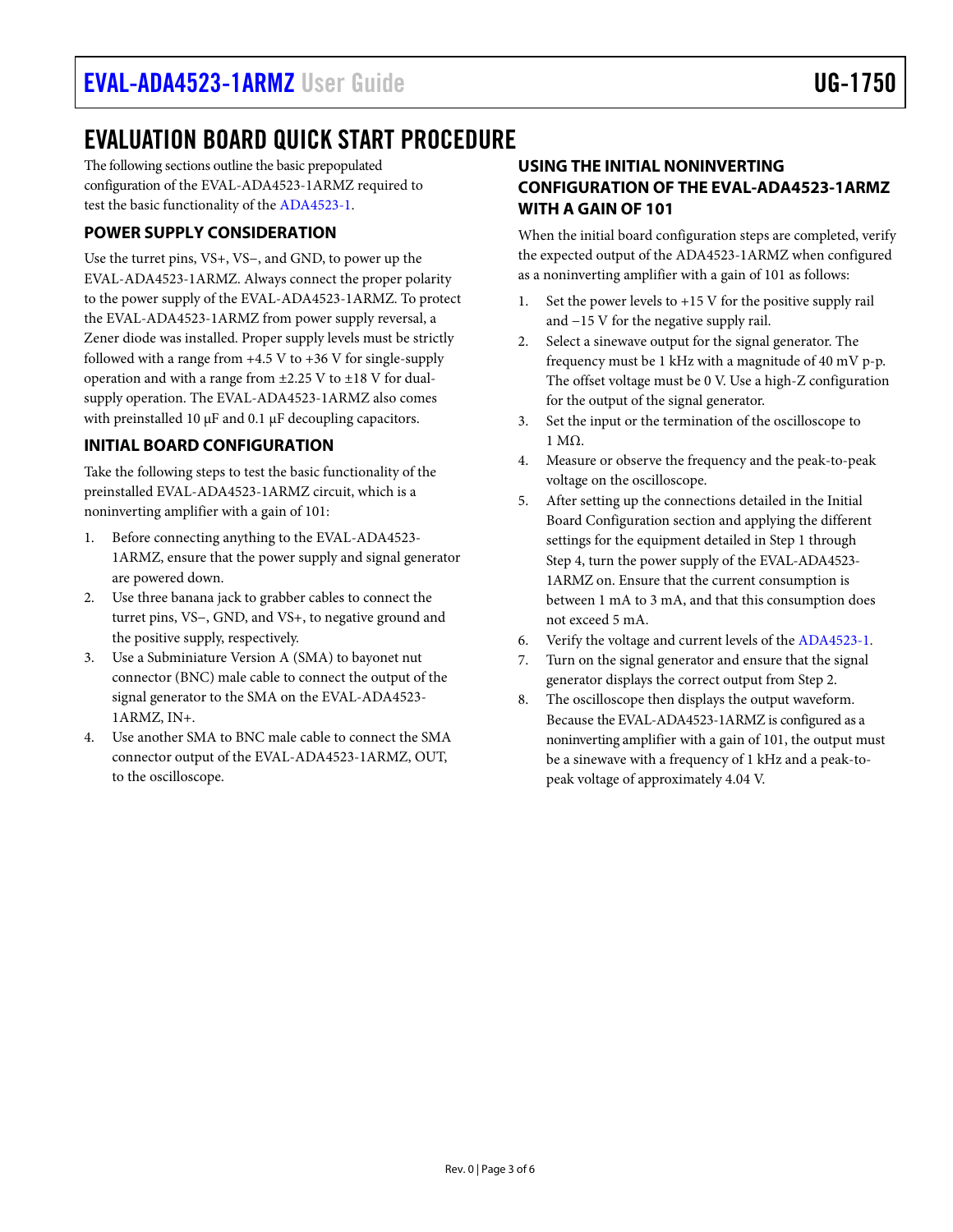# EVALUATION BOARD QUICK START PROCEDURE

The following sections outline the basic prepopulated configuration of the EVAL-ADA4523-1ARMZ required to test the basic functionality of the ADA4523-1.

## POWER SUPPLY CONSIDERATION

Use the turret pins, VS+, VS−, and GND, to power up the EVAL-ADA4523-1ARMZ. Always connect the proper polarity to the power supply of the EVAL-ADA4523-1ARMZ. To protect the EVAL-ADA4523-1ARMZ from power supply reversal, a Zener diode was installed. Proper supply levels must be strictly followed with a range from +4.5 V to +36 V for single-supply operation and with a range from ±2.25 V to ±18 V for dual-supply operation. The EVAL-ADA4523-1ARMZ also comes with preinstalled 10 µF and 0.1 µF decoupling capacitors.

## INITIAL BOARD CONFIGURATION

Take the following steps to test the basic functionality of the preinstalled EVAL-ADA4523-1ARMZ circuit, which is a noninverting amplifier with a gain of 101:

1. Before connecting anything to the EVAL-ADA4523-1ARMZ, ensure that the power supply and signal generator are powered down.
2. Use three banana jack to grabber cables to connect the turret pins, VS−, GND, and VS+, to negative ground and the positive supply, respectively.
3. Use a Subminiature Version A (SMA) to bayonet nut connector (BNC) male cable to connect the output of the signal generator to the SMA on the EVAL-ADA4523-1ARMZ, IN+.
4. Use another SMA to BNC male cable to connect the SMA connector output of the EVAL-ADA4523-1ARMZ, OUT, to the oscilloscope.

## USING THE INITIAL NONINVERTING CONFIGURATION OF THE EVAL-ADA4523-1ARMZ WITH A GAIN OF 101

When the initial board configuration steps are completed, verify the expected output of the ADA4523-1ARMZ when configured as a noninverting amplifier with a gain of 101 as follows:

1. Set the power levels to +15 V for the positive supply rail and −15 V for the negative supply rail.
2. Select a sinewave output for the signal generator. The frequency must be 1 kHz with a magnitude of 40 mV p-p. The offset voltage must be 0 V. Use a high-Z configuration for the output of the signal generator.
3. Set the input or the termination of the oscilloscope to 1 MΩ.
4. Measure or observe the frequency and the peak-to-peak voltage on the oscilloscope.
5. After setting up the connections detailed in the Initial Board Configuration section and applying the different settings for the equipment detailed in Step 1 through Step 4, turn the power supply of the EVAL-ADA4523-1ARMZ on. Ensure that the current consumption is between 1 mA to 3 mA, and that this consumption does not exceed 5 mA.
6. Verify the voltage and current levels of the ADA4523-1.
7. Turn on the signal generator and ensure that the signal generator displays the correct output from Step 2.
8. The oscilloscope then displays the output waveform. Because the EVAL-ADA4523-1ARMZ is configured as a noninverting amplifier with a gain of 101, the output must be a sinewave with a frequency of 1 kHz and a peak-to-peak voltage of approximately 4.04 V.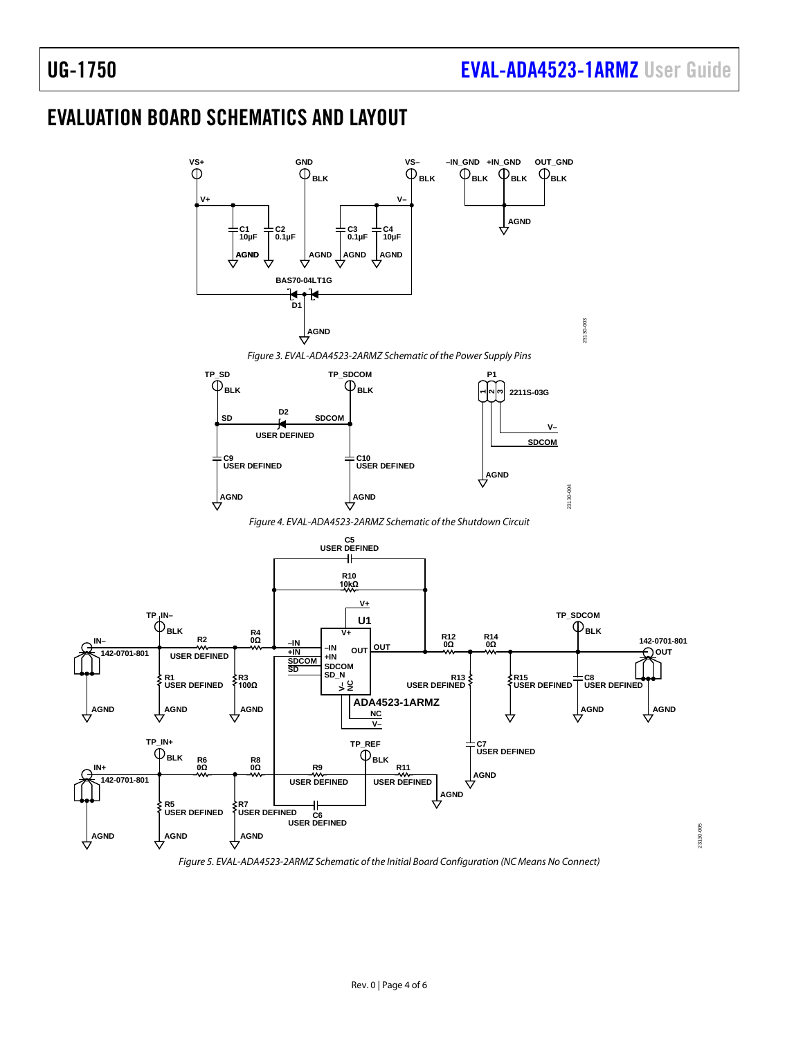# EVALUATION BOARD SCHEMATICS AND LAYOUT

*Figure 3. EVAL-ADA4523-2ARMZ Schematic of the Power Supply Pins*

*Figure 4. EVAL-ADA4523-2ARMZ Schematic of the Shutdown Circuit*

*Figure 5. EVAL-ADA4523-2ARMZ Schematic of the Initial Board Configuration (NC Means No Connect)*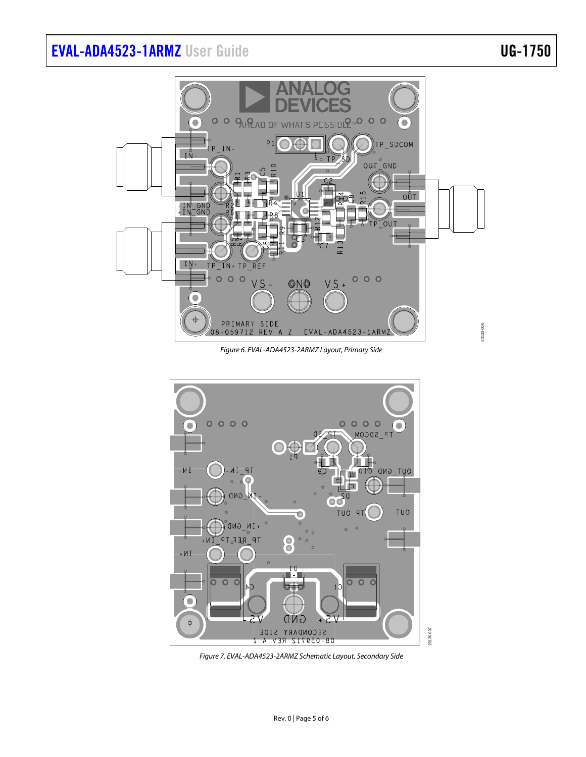Figure 6. EVAL-ADA4523-2ARMZ Layout, Primary Side

Figure 7. EVAL-ADA4523-2ARMZ Schematic Layout, Secondary Side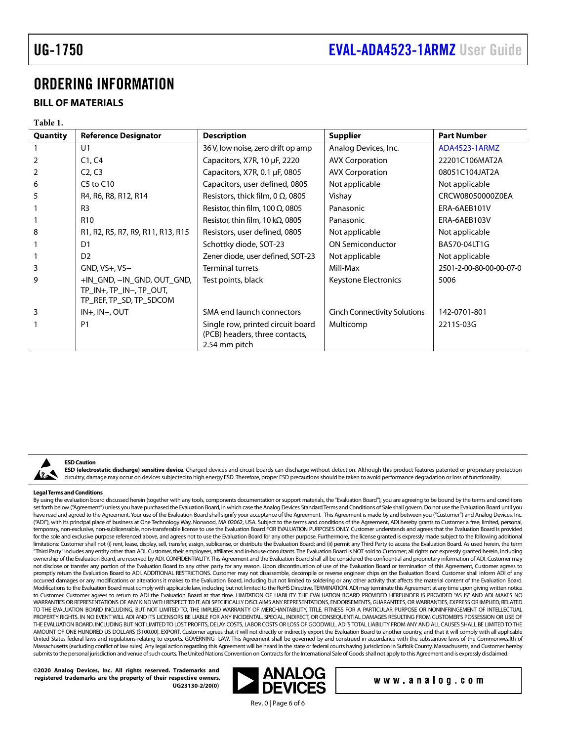# ORDERING INFORMATION

## BILL OF MATERIALS

**Table 1.**

| Quantity | Reference Designator | Description | Supplier | Part Number |
|---|---|---|---|---|
| 1 | U1 | 36 V, low noise, zero drift op amp | Analog Devices, Inc. | ADA4523-1ARMZ |
| 2 | C1, C4 | Capacitors, X7R, 10 µF, 2220 | AVX Corporation | 22201C106MAT2A |
| 2 | C2, C3 | Capacitors, X7R, 0.1 µF, 0805 | AVX Corporation | 08051C104JAT2A |
| 6 | C5 to C10 | Capacitors, user defined, 0805 | Not applicable | Not applicable |
| 5 | R4, R6, R8, R12, R14 | Resistors, thick film, 0 Ω, 0805 | Vishay | CRCW08050000Z0EA |
| 1 | R3 | Resistor, thin film, 100 Ω, 0805 | Panasonic | ERA-6AEB101V |
| 1 | R10 | Resistor, thin film, 10 kΩ, 0805 | Panasonic | ERA-6AEB103V |
| 8 | R1, R2, R5, R7, R9, R11, R13, R15 | Resistors, user defined, 0805 | Not applicable | Not applicable |
| 1 | D1 | Schottky diode, SOT-23 | ON Semiconductor | BAS70-04LT1G |
| 1 | D2 | Zener diode, user defined, SOT-23 | Not applicable | Not applicable |
| 3 | GND, VS+, VS− | Terminal turrets | Mill-Max | 2501-2-00-80-00-00-07-0 |
| 9 | +IN_GND, −IN_GND, OUT_GND, TP_IN+, TP_IN−, TP_OUT, TP_REF, TP_SD, TP_SDCOM | Test points, black | Keystone Electronics | 5006 |
| 3 | IN+, IN−, OUT | SMA end launch connectors | Cinch Connectivity Solutions | 142-0701-801 |
| 1 | P1 | Single row, printed circuit board (PCB) headers, three contacts, 2.54 mm pitch | Multicomp | 2211S-03G |

**ESD Caution**

**ESD (electrostatic discharge) sensitive device**. Charged devices and circuit boards can discharge without detection. Although this product features patented or proprietary protection circuitry, damage may occur on devices subjected to high energy ESD. Therefore, proper ESD precautions should be taken to avoid performance degradation or loss of functionality.

**Legal Terms and Conditions**

By using the evaluation board discussed herein (together with any tools, components documentation or support materials, the "Evaluation Board"), you are agreeing to be bound by the terms and conditions set forth below ("Agreement") unless you have purchased the Evaluation Board, in which case the Analog Devices Standard Terms and Conditions of Sale shall govern. Do not use the Evaluation Board until you have read and agreed to the Agreement. Your use of the Evaluation Board shall signify your acceptance of the Agreement. This Agreement is made by and between you ("Customer") and Analog Devices, Inc. ("ADI"), with its principal place of business at One Technology Way, Norwood, MA 02062, USA. Subject to the terms and conditions of the Agreement, ADI hereby grants to Customer a free, limited, personal, temporary, non-exclusive, non-sublicensable, non-transferable license to use the Evaluation Board FOR EVALUATION PURPOSES ONLY. Customer understands and agrees that the Evaluation Board is provided for the sole and exclusive purpose referenced above, and agrees not to use the Evaluation Board for any other purpose. Furthermore, the license granted is expressly made subject to the following additional limitations: Customer shall not (i) rent, lease, display, sell, transfer, assign, sublicense, or distribute the Evaluation Board; and (ii) permit any Third Party to access the Evaluation Board. As used herein, the term "Third Party" includes any entity other than ADI, Customer, their employees, affiliates and in-house consultants. The Evaluation Board is NOT sold to Customer; all rights not expressly granted herein, including ownership of the Evaluation Board, are reserved by ADI. CONFIDENTIALITY. This Agreement and the Evaluation Board shall all be considered the confidential and proprietary information of ADI. Customer may not disclose or transfer any portion of the Evaluation Board to any other party for any reason. Upon discontinuation of use of the Evaluation Board or termination of this Agreement, Customer agrees to promptly return the Evaluation Board to ADI. ADDITIONAL RESTRICTIONS. Customer may not disassemble, decompile or reverse engineer chips on the Evaluation Board. Customer shall inform ADI of any occurred damages or any modifications or alterations it makes to the Evaluation Board, including but not limited to soldering or any other activity that affects the material content of the Evaluation Board. Modifications to the Evaluation Board must comply with applicable law, including but not limited to the RoHS Directive. TERMINATION. ADI may terminate this Agreement at any time upon giving written notice to Customer. Customer agrees to return to ADI the Evaluation Board at that time. LIMITATION OF LIABILITY. THE EVALUATION BOARD PROVIDED HEREUNDER IS PROVIDED "AS IS" AND ADI MAKES NO WARRANTIES OR REPRESENTATIONS OF ANY KIND WITH RESPECT TO IT. ADI SPECIFICALLY DISCLAIMS ANY REPRESENTATIONS, ENDORSEMENTS, GUARANTEES, OR WARRANTIES, EXPRESS OR IMPLIED, RELATED TO THE EVALUATION BOARD INCLUDING, BUT NOT LIMITED TO, THE IMPLIED WARRANTY OF MERCHANTABILITY, TITLE, FITNESS FOR A PARTICULAR PURPOSE OR NONINFRINGEMENT OF INTELLECTUAL PROPERTY RIGHTS. IN NO EVENT WILL ADI AND ITS LICENSORS BE LIABLE FOR ANY INCIDENTAL, SPECIAL, INDIRECT, OR CONSEQUENTIAL DAMAGES RESULTING FROM CUSTOMER'S POSSESSION OR USE OF THE EVALUATION BOARD, INCLUDING BUT NOT LIMITED TO LOST PROFITS, DELAY COSTS, LABOR COSTS OR LOSS OF GOODWILL. ADI'S TOTAL LIABILITY FROM ANY AND ALL CAUSES SHALL BE LIMITED TO THE AMOUNT OF ONE HUNDRED US DOLLARS ($100.00). EXPORT. Customer agrees that it will not directly or indirectly export the Evaluation Board to another country, and that it will comply with all applicable United States federal laws and regulations relating to exports. GOVERNING LAW. This Agreement shall be governed by and construed in accordance with the substantive laws of the Commonwealth of Massachusetts (excluding conflict of law rules). Any legal action regarding this Agreement will be heard in the state or federal courts having jurisdiction in Suffolk County, Massachusetts, and Customer hereby submits to the personal jurisdiction and venue of such courts. The United Nations Convention on Contracts for the International Sale of Goods shall not apply to this Agreement and is expressly disclaimed.

**©2020 Analog Devices, Inc. All rights reserved. Trademarks and registered trademarks are the property of their respective owners. UG23130-2/20(0)**

www.analog.com